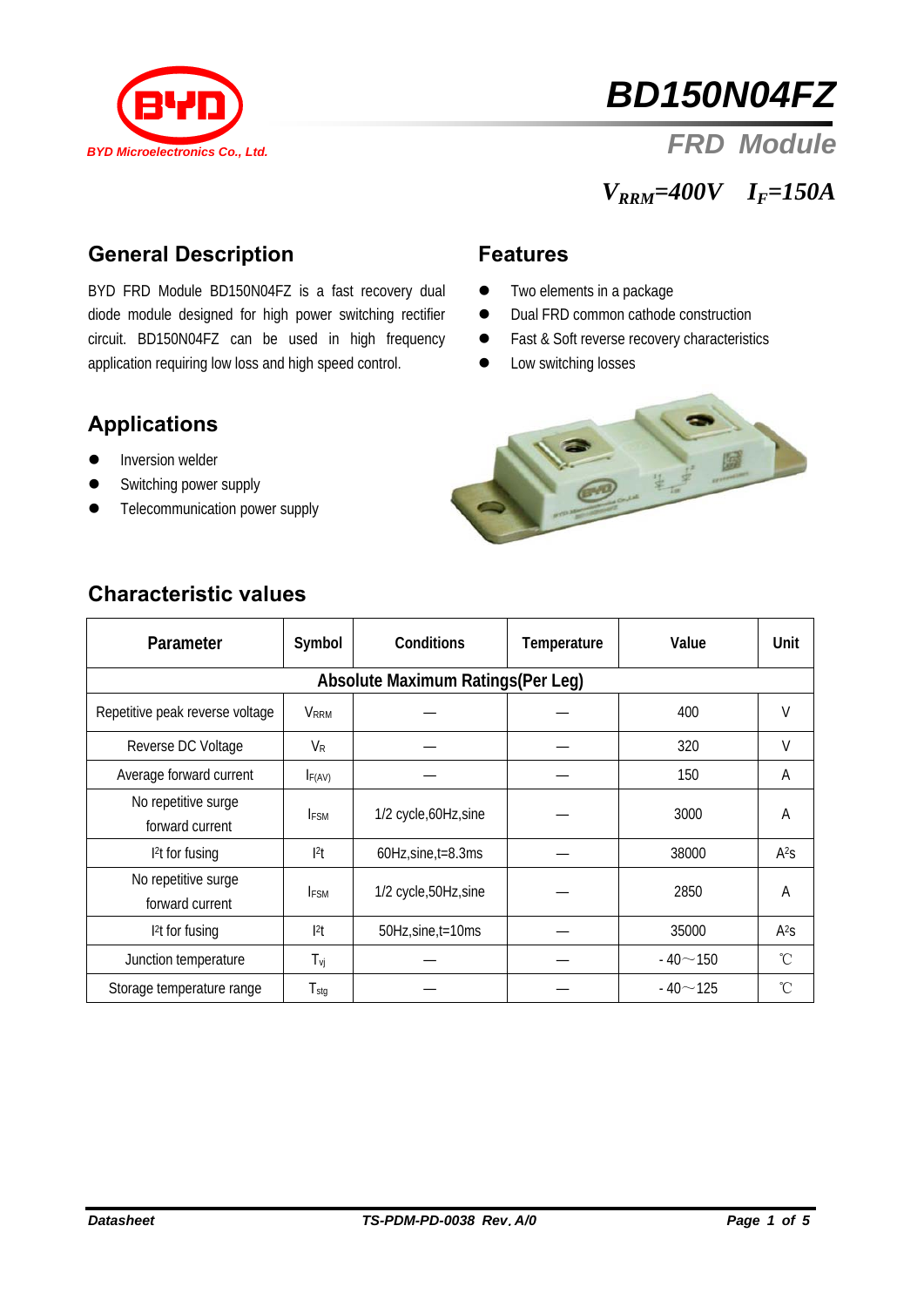BYD Microelectronics Co., Ltd.

# BD150N04FZ

## FRD Module

$V_{RRM}$=400V $I_F$=150A

## General Description

BYD FRD Module BD150N04FZ is a fast recovery dual diode module designed for high power switching rectifier circuit. BD150N04FZ can be used in high frequency application requiring low loss and high speed control.

## Features

- Two elements in a package
- Dual FRD common cathode construction
- Fast & Soft reverse recovery characteristics
- Low switching losses

## Applications

- Inversion welder
- Switching power supply
- Telecommunication power supply

## Characteristic values

| Parameter | Symbol | Conditions | Temperature | Value | Unit |
|---|---|---|---|---|---|
| **Absolute Maximum Ratings(Per Leg)** | | | | | |
| Repetitive peak reverse voltage | $V_{RRM}$ | — | — | 400 | V |
| Reverse DC Voltage | $V_R$ | — | — | 320 | V |
| Average forward current | $I_{F(AV)}$ | — | — | 150 | A |
| No repetitive surge forward current | $I_{FSM}$ | 1/2 cycle,60Hz,sine | — | 3000 | A |
| $I^2t$ for fusing | $I^2t$ | 60Hz,sine,t=8.3ms | — | 38000 | $A^2s$ |
| No repetitive surge forward current | $I_{FSM}$ | 1/2 cycle,50Hz,sine | — | 2850 | A |
| $I^2t$ for fusing | $I^2t$ | 50Hz,sine,t=10ms | — | 35000 | $A^2s$ |
| Junction temperature | $T_{vj}$ | — | — | - 40～150 | ℃ |
| Storage temperature range | $T_{stg}$ | — | — | - 40～125 | ℃ |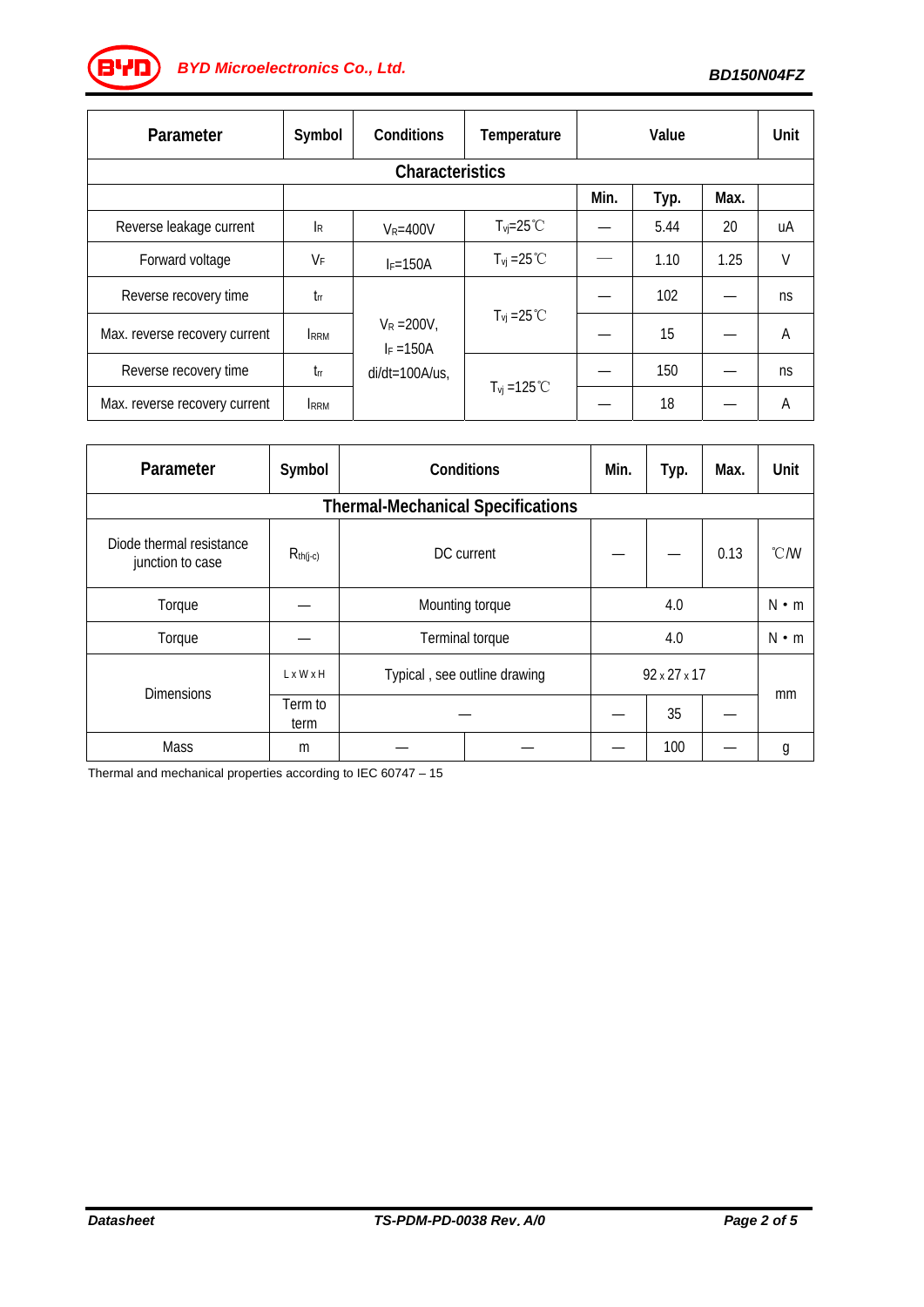| Parameter | Symbol | Conditions | Temperature | Value | | | Unit |
|---|---|---|---|---|---|---|---|
| **Characteristics** | | | | | | | |
| | | | | Min. | Typ. | Max. | |
| Reverse leakage current | $I_R$ | $V_R$=400V | $T_{vj}$=25℃ | — | 5.44 | 20 | uA |
| Forward voltage | $V_F$ | $I_F$=150A | $T_{vj}$ =25℃ | — | 1.10 | 1.25 | V |
| Reverse recovery time | $t_{rr}$ | $V_R$ =200V, $I_F$ =150A di/dt=100A/us, | $T_{vj}$ =25℃ | — | 102 | — | ns |
| Max. reverse recovery current | $I_{RRM}$ | | | — | 15 | — | A |
| Reverse recovery time | $t_{rr}$ | | $T_{vj}$ =125℃ | — | 150 | — | ns |
| Max. reverse recovery current | $I_{RRM}$ | | | — | 18 | — | A |

| Parameter | Symbol | Conditions | Min. | Typ. | Max. | Unit |
|---|---|---|---|---|---|---|
| **Thermal-Mechanical Specifications** | | | | | | |
| Diode thermal resistance junction to case | $R_{th(j-c)}$ | DC current | — | — | 0.13 | ℃/W |
| Torque | — | Mounting torque | | 4.0 | | N • m |
| Torque | — | Terminal torque | | 4.0 | | N • m |
| Dimensions | L x W x H | Typical , see outline drawing | | 92 x 27 x 17 | | mm |
| | Term to term | — | — | 35 | — | |
| Mass | m | — — | — | 100 | — | g |

Thermal and mechanical properties according to IEC 60747 – 15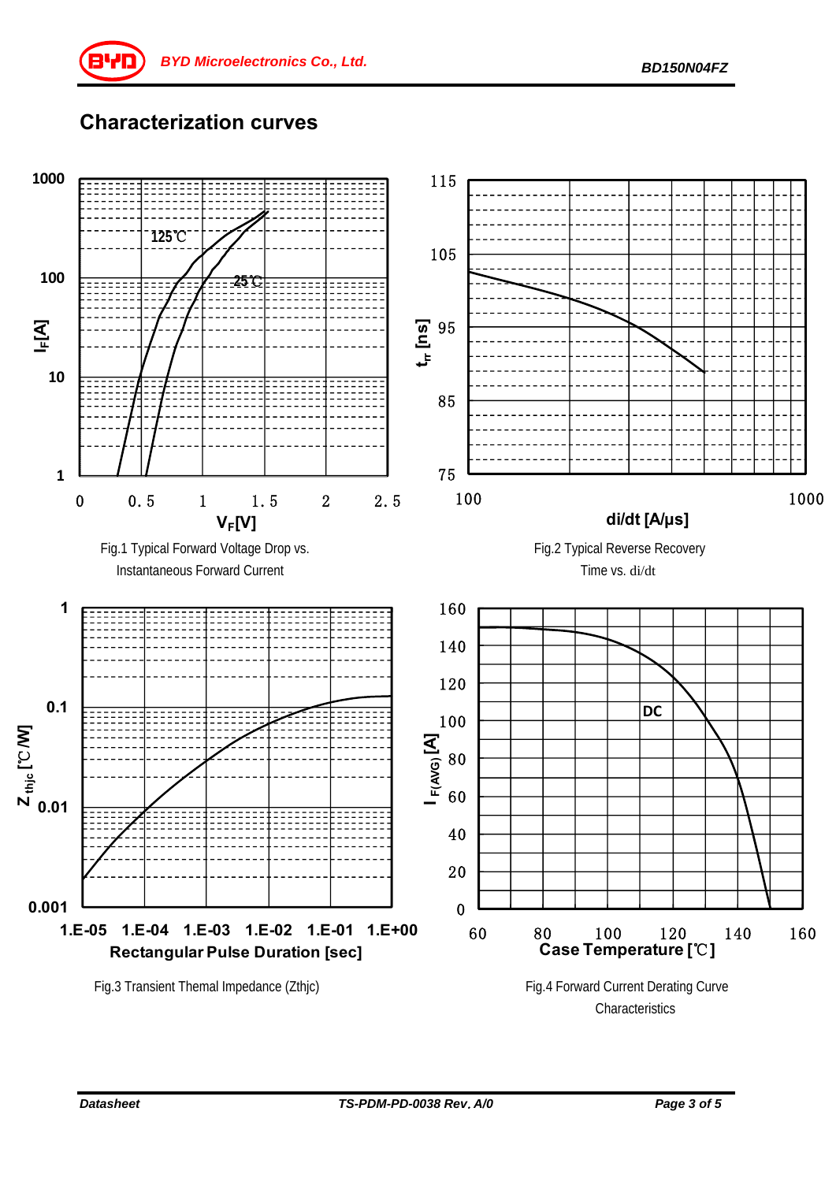## Characterization curves

Fig.1 Typical Forward Voltage Drop vs. Instantaneous Forward Current

Fig.2 Typical Reverse Recovery Time vs. di/dt

Fig.3 Transient Themal Impedance (Zthjc)

Fig.4 Forward Current Derating Curve Characteristics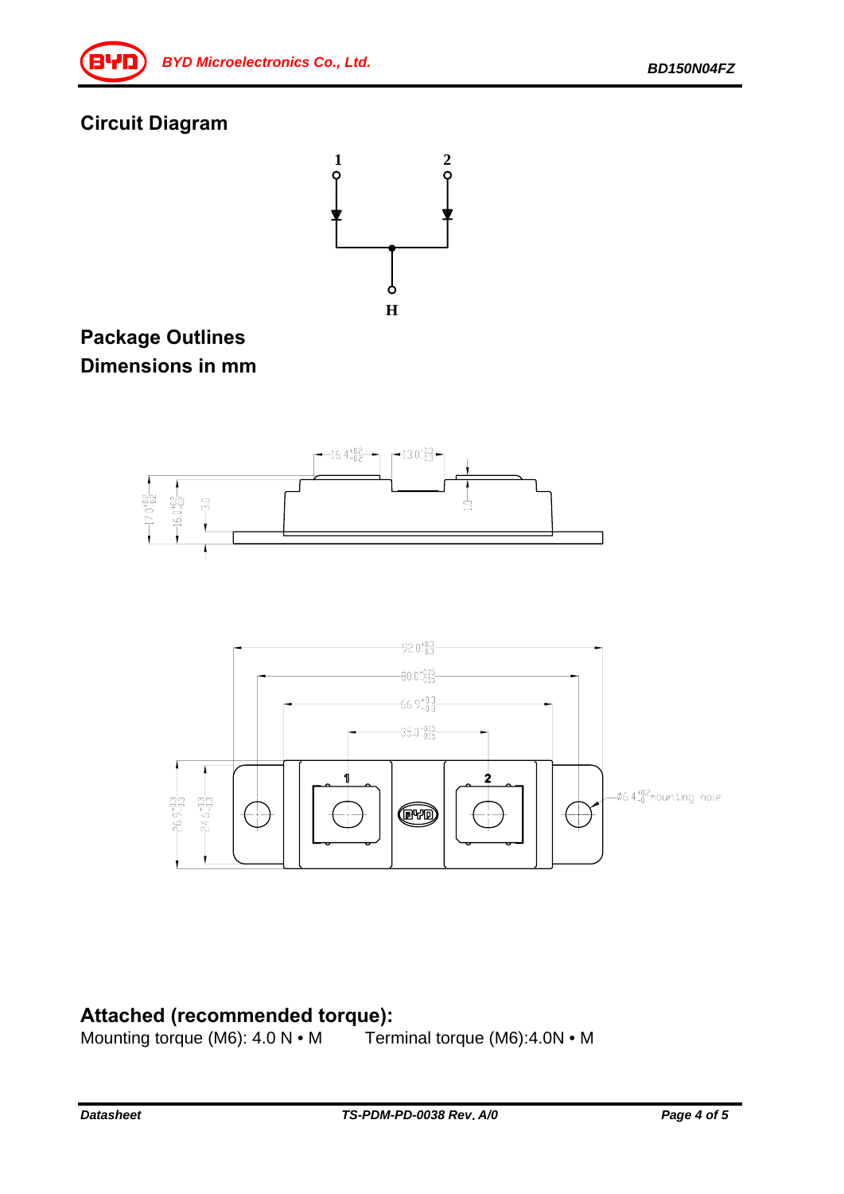## Circuit Diagram

## Package Outlines
## Dimensions in mm

## Attached (recommended torque):

Mounting torque (M6): 4.0 N • M    Terminal torque (M6):4.0N • M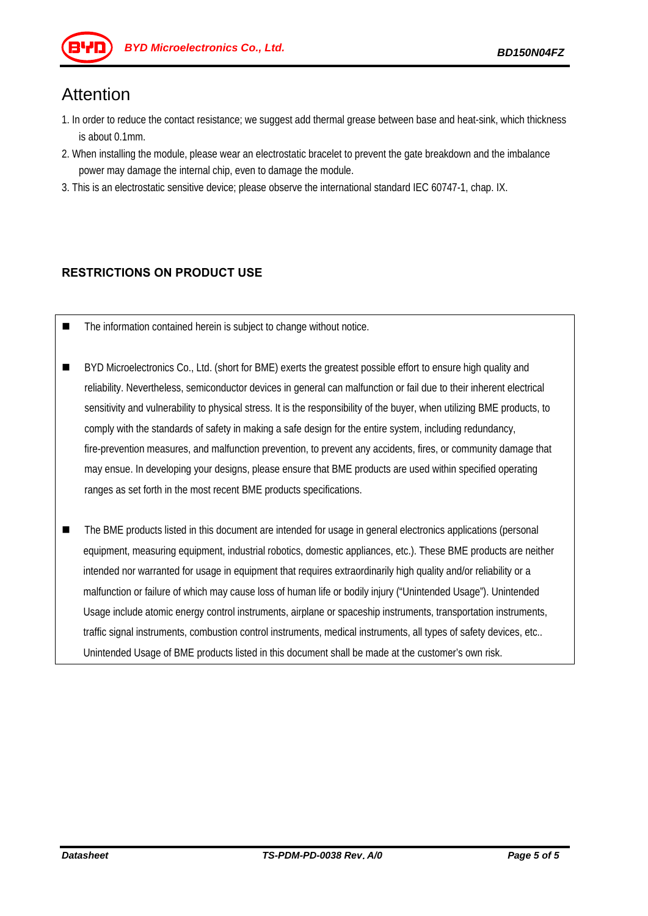# Attention

1. In order to reduce the contact resistance; we suggest add thermal grease between base and heat-sink, which thickness is about 0.1mm.
2. When installing the module, please wear an electrostatic bracelet to prevent the gate breakdown and the imbalance power may damage the internal chip, even to damage the module.
3. This is an electrostatic sensitive device; please observe the international standard IEC 60747-1, chap. IX.

## RESTRICTIONS ON PRODUCT USE

- The information contained herein is subject to change without notice.
- BYD Microelectronics Co., Ltd. (short for BME) exerts the greatest possible effort to ensure high quality and reliability. Nevertheless, semiconductor devices in general can malfunction or fail due to their inherent electrical sensitivity and vulnerability to physical stress. It is the responsibility of the buyer, when utilizing BME products, to comply with the standards of safety in making a safe design for the entire system, including redundancy, fire-prevention measures, and malfunction prevention, to prevent any accidents, fires, or community damage that may ensue. In developing your designs, please ensure that BME products are used within specified operating ranges as set forth in the most recent BME products specifications.
- The BME products listed in this document are intended for usage in general electronics applications (personal equipment, measuring equipment, industrial robotics, domestic appliances, etc.). These BME products are neither intended nor warranted for usage in equipment that requires extraordinarily high quality and/or reliability or a malfunction or failure of which may cause loss of human life or bodily injury ("Unintended Usage"). Unintended Usage include atomic energy control instruments, airplane or spaceship instruments, transportation instruments, traffic signal instruments, combustion control instruments, medical instruments, all types of safety devices, etc.. Unintended Usage of BME products listed in this document shall be made at the customer's own risk.